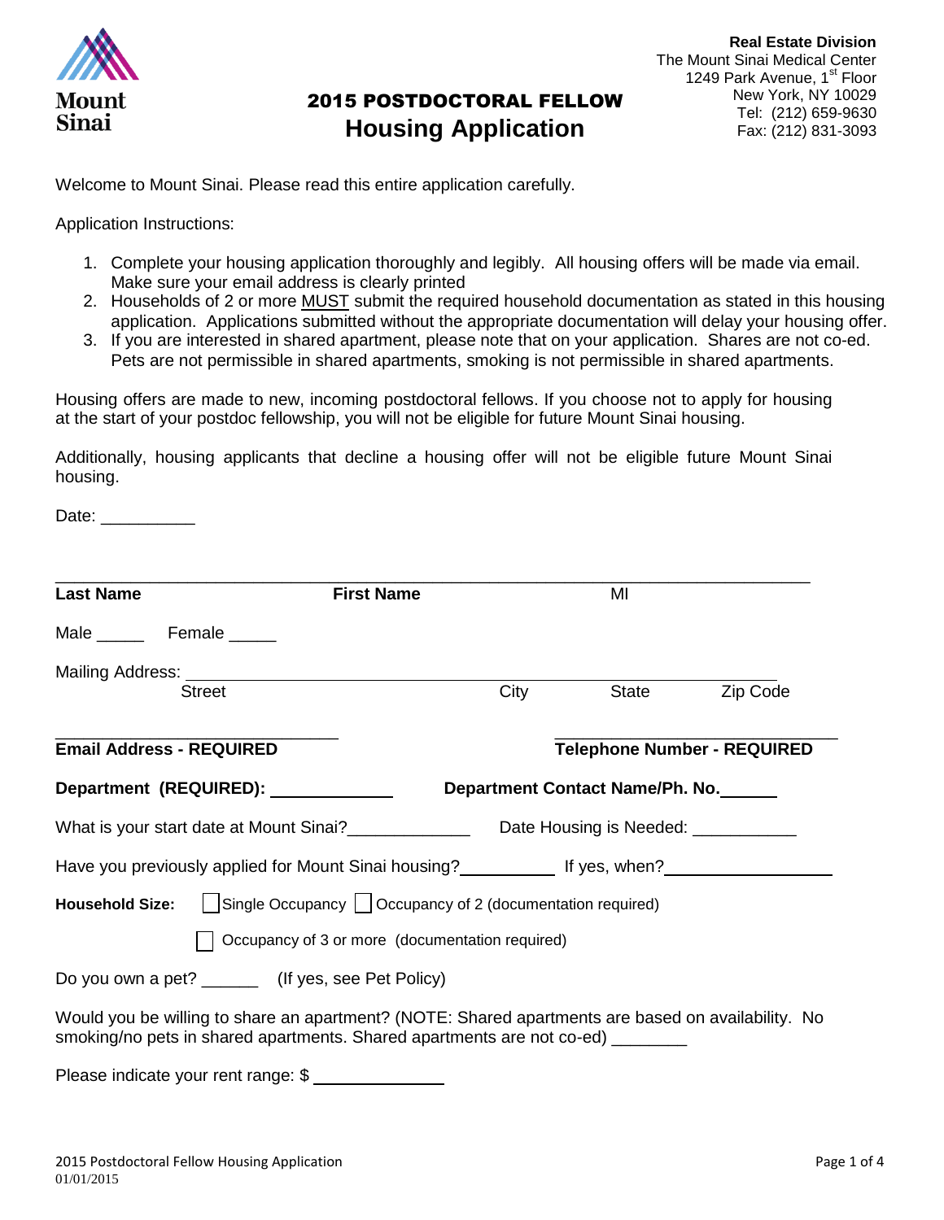Mount Sinai

**Real Estate Division**
The Mount Sinai Medical Center
1249 Park Avenue, 1st Floor
New York, NY 10029
Tel: (212) 659-9630
Fax: (212) 831-3093

# 2015 POSTDOCTORAL FELLOW
# Housing Application

Welcome to Mount Sinai. Please read this entire application carefully.

Application Instructions:

1. Complete your housing application thoroughly and legibly. All housing offers will be made via email. Make sure your email address is clearly printed
2. Households of 2 or more MUST submit the required household documentation as stated in this housing application. Applications submitted without the appropriate documentation will delay your housing offer.
3. If you are interested in shared apartment, please note that on your application. Shares are not co-ed. Pets are not permissible in shared apartments, smoking is not permissible in shared apartments.

Housing offers are made to new, incoming postdoctoral fellows. If you choose not to apply for housing at the start of your postdoc fellowship, you will not be eligible for future Mount Sinai housing.

Additionally, housing applicants that decline a housing offer will not be eligible future Mount Sinai housing.

Date: __________

______________________________________________________________________________

**Last Name** **First Name** MI

Male _____ Female _____

Mailing Address: ______________________________________________________________
Street City State Zip Code

______________________________ ______________________________
**Email Address - REQUIRED** **Telephone Number - REQUIRED**

**Department (REQUIRED):** _____________ **Department Contact Name/Ph. No.** ______

What is your start date at Mount Sinai? _____________ Date Housing is Needed: ___________

Have you previously applied for Mount Sinai housing? __________ If yes, when? __________________

**Household Size:** ☐ Single Occupancy ☐ Occupancy of 2 (documentation required)

☐ Occupancy of 3 or more (documentation required)

Do you own a pet? ______ (If yes, see Pet Policy)

Would you be willing to share an apartment? (NOTE: Shared apartments are based on availability. No smoking/no pets in shared apartments. Shared apartments are not co-ed) ________

Please indicate your rent range: $ ______________

2015 Postdoctoral Fellow Housing Application
01/01/2015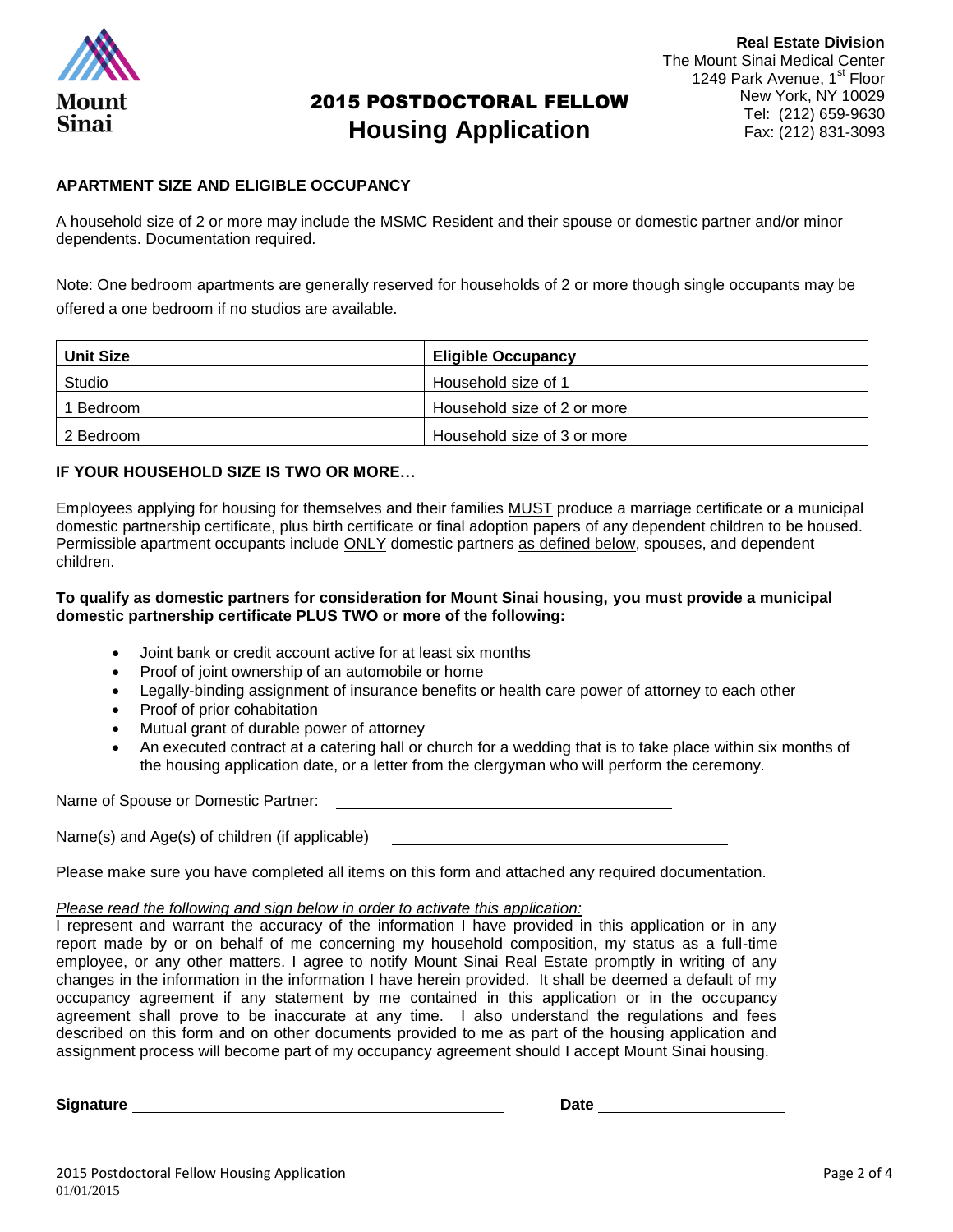**Real Estate Division**
The Mount Sinai Medical Center
1249 Park Avenue, 1st Floor
New York, NY 10029
Tel: (212) 659-9630
Fax: (212) 831-3093

# 2015 POSTDOCTORAL FELLOW
# Housing Application

**APARTMENT SIZE AND ELIGIBLE OCCUPANCY**

A household size of 2 or more may include the MSMC Resident and their spouse or domestic partner and/or minor dependents. Documentation required.

Note: One bedroom apartments are generally reserved for households of 2 or more though single occupants may be offered a one bedroom if no studios are available.

| Unit Size | Eligible Occupancy |
| --- | --- |
| Studio | Household size of 1 |
| 1 Bedroom | Household size of 2 or more |
| 2 Bedroom | Household size of 3 or more |

**IF YOUR HOUSEHOLD SIZE IS TWO OR MORE…**

Employees applying for housing for themselves and their families MUST produce a marriage certificate or a municipal domestic partnership certificate, plus birth certificate or final adoption papers of any dependent children to be housed. Permissible apartment occupants include ONLY domestic partners as defined below, spouses, and dependent children.

**To qualify as domestic partners for consideration for Mount Sinai housing, you must provide a municipal domestic partnership certificate PLUS TWO or more of the following:**

- Joint bank or credit account active for at least six months
- Proof of joint ownership of an automobile or home
- Legally-binding assignment of insurance benefits or health care power of attorney to each other
- Proof of prior cohabitation
- Mutual grant of durable power of attorney
- An executed contract at a catering hall or church for a wedding that is to take place within six months of the housing application date, or a letter from the clergyman who will perform the ceremony.

Name of Spouse or Domestic Partner: ______________________________

Name(s) and Age(s) of children (if applicable) ______________________________

Please make sure you have completed all items on this form and attached any required documentation.

*Please read the following and sign below in order to activate this application:*

I represent and warrant the accuracy of the information I have provided in this application or in any report made by or on behalf of me concerning my household composition, my status as a full-time employee, or any other matters. I agree to notify Mount Sinai Real Estate promptly in writing of any changes in the information in the information I have herein provided. It shall be deemed a default of my occupancy agreement if any statement by me contained in this application or in the occupancy agreement shall prove to be inaccurate at any time. I also understand the regulations and fees described on this form and on other documents provided to me as part of the housing application and assignment process will become part of my occupancy agreement should I accept Mount Sinai housing.

**Signature** ______________________________ **Date** ____________________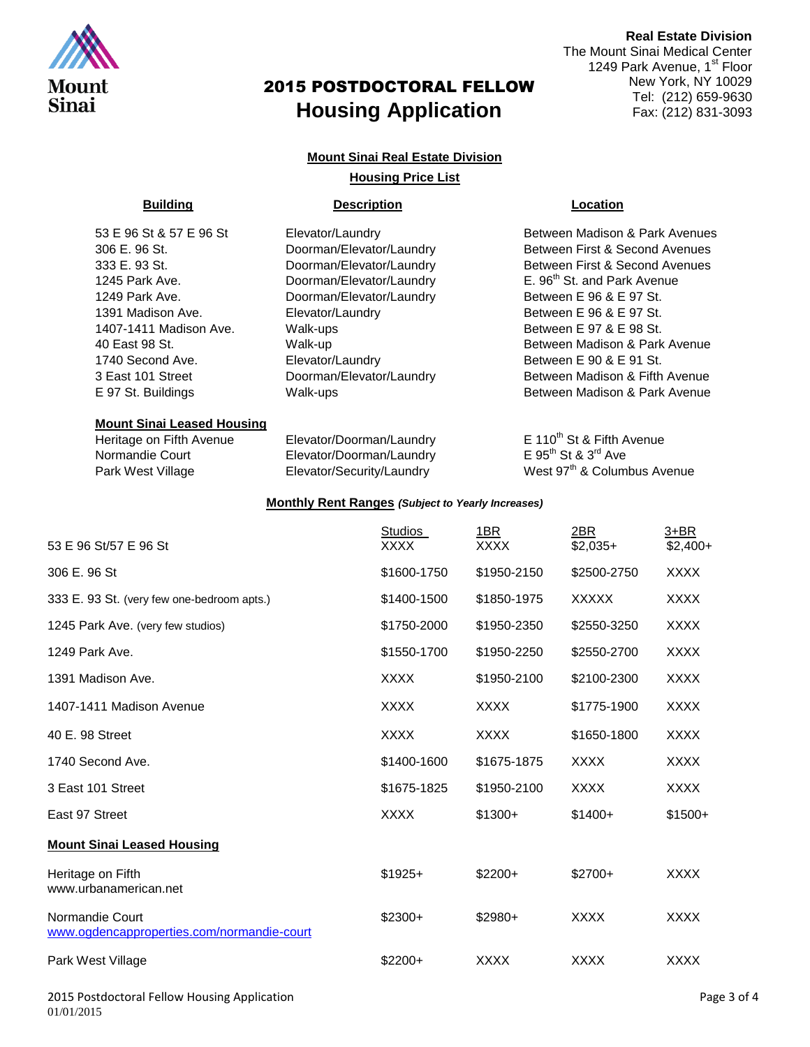**Real Estate Division**
The Mount Sinai Medical Center
1249 Park Avenue, 1st Floor
New York, NY 10029
Tel: (212) 659-9630
Fax: (212) 831-3093

# 2015 POSTDOCTORAL FELLOW Housing Application

## Mount Sinai Real Estate Division

### Housing Price List

| Building | Description | Location |
|---|---|---|
| 53 E 96 St & 57 E 96 St | Elevator/Laundry | Between Madison & Park Avenues |
| 306 E. 96 St. | Doorman/Elevator/Laundry | Between First & Second Avenues |
| 333 E. 93 St. | Doorman/Elevator/Laundry | Between First & Second Avenues |
| 1245 Park Ave. | Doorman/Elevator/Laundry | E. 96th St. and Park Avenue |
| 1249 Park Ave. | Doorman/Elevator/Laundry | Between E 96 & E 97 St. |
| 1391 Madison Ave. | Elevator/Laundry | Between E 96 & E 97 St. |
| 1407-1411 Madison Ave. | Walk-ups | Between E 97 & E 98 St. |
| 40 East 98 St. | Walk-up | Between Madison & Park Avenue |
| 1740 Second Ave. | Elevator/Laundry | Between E 90 & E 91 St. |
| 3 East 101 Street | Doorman/Elevator/Laundry | Between Madison & Fifth Avenue |
| E 97 St. Buildings | Walk-ups | Between Madison & Park Avenue |
| **Mount Sinai Leased Housing** | | |
| Heritage on Fifth Avenue | Elevator/Doorman/Laundry | E 110th St & Fifth Avenue |
| Normandie Court | Elevator/Doorman/Laundry | E 95th St & 3rd Ave |
| Park West Village | Elevator/Security/Laundry | West 97th & Columbus Avenue |

### Monthly Rent Ranges *(Subject to Yearly Increases)*

| | Studios | 1BR | 2BR | 3+BR |
|---|---|---|---|---|
| 53 E 96 St/57 E 96 St | XXXX | XXXX | $2,035+ | $2,400+ |
| 306 E. 96 St | $1600-1750 | $1950-2150 | $2500-2750 | XXXX |
| 333 E. 93 St. (very few one-bedroom apts.) | $1400-1500 | $1850-1975 | XXXXX | XXXX |
| 1245 Park Ave. (very few studios) | $1750-2000 | $1950-2350 | $2550-3250 | XXXX |
| 1249 Park Ave. | $1550-1700 | $1950-2250 | $2550-2700 | XXXX |
| 1391 Madison Ave. | XXXX | $1950-2100 | $2100-2300 | XXXX |
| 1407-1411 Madison Avenue | XXXX | XXXX | $1775-1900 | XXXX |
| 40 E. 98 Street | XXXX | XXXX | $1650-1800 | XXXX |
| 1740 Second Ave. | $1400-1600 | $1675-1875 | XXXX | XXXX |
| 3 East 101 Street | $1675-1825 | $1950-2100 | XXXX | XXXX |
| East 97 Street | XXXX | $1300+ | $1400+ | $1500+ |
| **Mount Sinai Leased Housing** | | | | |
| Heritage on Fifth www.urbanamerican.net | $1925+ | $2200+ | $2700+ | XXXX |
| Normandie Court www.ogdencapproperties.com/normandie-court | $2300+ | $2980+ | XXXX | XXXX |
| Park West Village | $2200+ | XXXX | XXXX | XXXX |

01/01/2015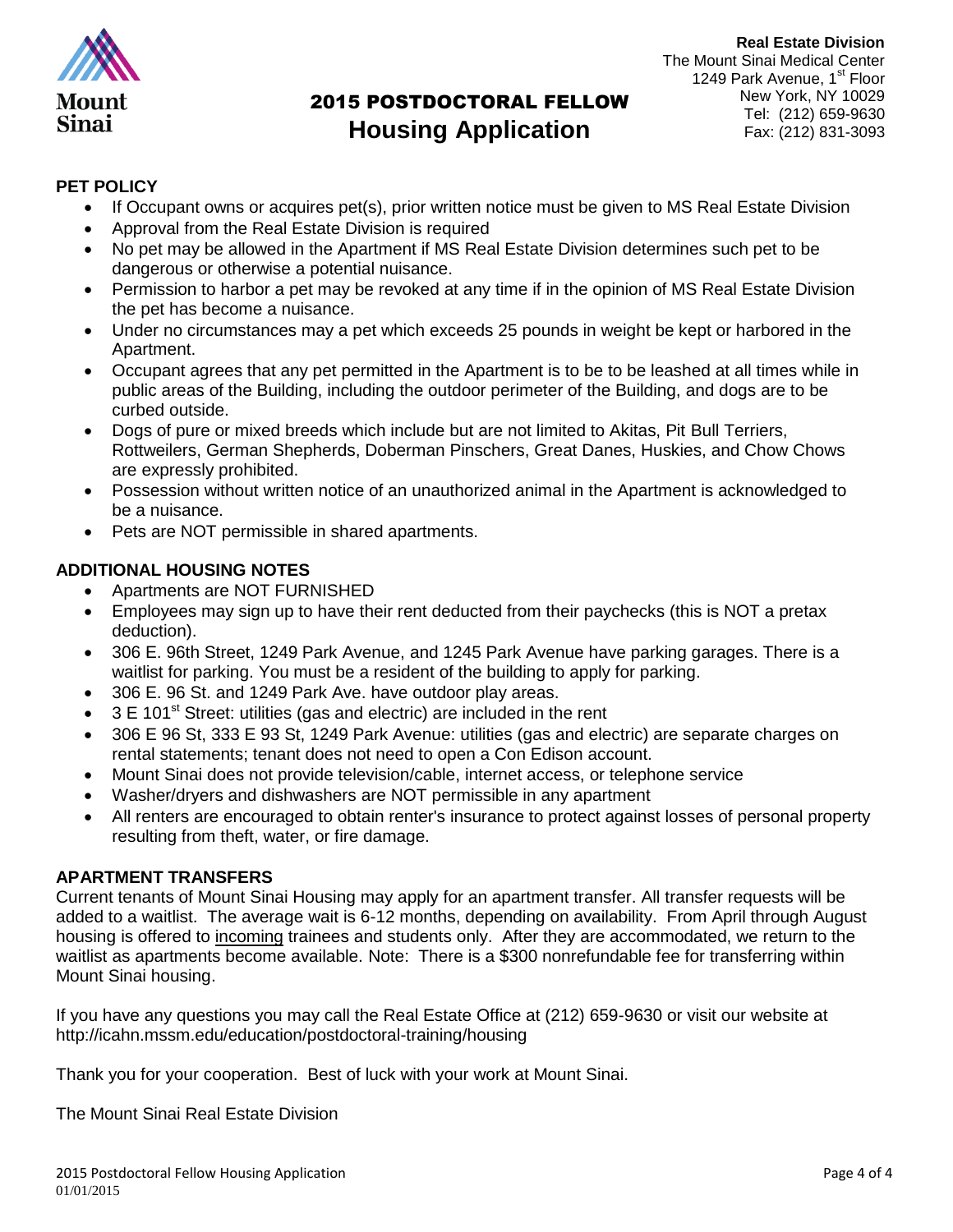Mount Sinai

**Real Estate Division**
The Mount Sinai Medical Center
1249 Park Avenue, 1st Floor
New York, NY 10029
Tel: (212) 659-9630
Fax: (212) 831-3093

# 2015 POSTDOCTORAL FELLOW
# Housing Application

### PET POLICY

- If Occupant owns or acquires pet(s), prior written notice must be given to MS Real Estate Division
- Approval from the Real Estate Division is required
- No pet may be allowed in the Apartment if MS Real Estate Division determines such pet to be dangerous or otherwise a potential nuisance.
- Permission to harbor a pet may be revoked at any time if in the opinion of MS Real Estate Division the pet has become a nuisance.
- Under no circumstances may a pet which exceeds 25 pounds in weight be kept or harbored in the Apartment.
- Occupant agrees that any pet permitted in the Apartment is to be to be leashed at all times while in public areas of the Building, including the outdoor perimeter of the Building, and dogs are to be curbed outside.
- Dogs of pure or mixed breeds which include but are not limited to Akitas, Pit Bull Terriers, Rottweilers, German Shepherds, Doberman Pinschers, Great Danes, Huskies, and Chow Chows are expressly prohibited.
- Possession without written notice of an unauthorized animal in the Apartment is acknowledged to be a nuisance.
- Pets are NOT permissible in shared apartments.

### ADDITIONAL HOUSING NOTES

- Apartments are NOT FURNISHED
- Employees may sign up to have their rent deducted from their paychecks (this is NOT a pretax deduction).
- 306 E. 96th Street, 1249 Park Avenue, and 1245 Park Avenue have parking garages. There is a waitlist for parking. You must be a resident of the building to apply for parking.
- 306 E. 96 St. and 1249 Park Ave. have outdoor play areas.
- 3 E 101st Street: utilities (gas and electric) are included in the rent
- 306 E 96 St, 333 E 93 St, 1249 Park Avenue: utilities (gas and electric) are separate charges on rental statements; tenant does not need to open a Con Edison account.
- Mount Sinai does not provide television/cable, internet access, or telephone service
- Washer/dryers and dishwashers are NOT permissible in any apartment
- All renters are encouraged to obtain renter's insurance to protect against losses of personal property resulting from theft, water, or fire damage.

### APARTMENT TRANSFERS

Current tenants of Mount Sinai Housing may apply for an apartment transfer. All transfer requests will be added to a waitlist. The average wait is 6-12 months, depending on availability. From April through August housing is offered to incoming trainees and students only. After they are accommodated, we return to the waitlist as apartments become available. Note: There is a $300 nonrefundable fee for transferring within Mount Sinai housing.

If you have any questions you may call the Real Estate Office at (212) 659-9630 or visit our website at http://icahn.mssm.edu/education/postdoctoral-training/housing

Thank you for your cooperation. Best of luck with your work at Mount Sinai.

The Mount Sinai Real Estate Division